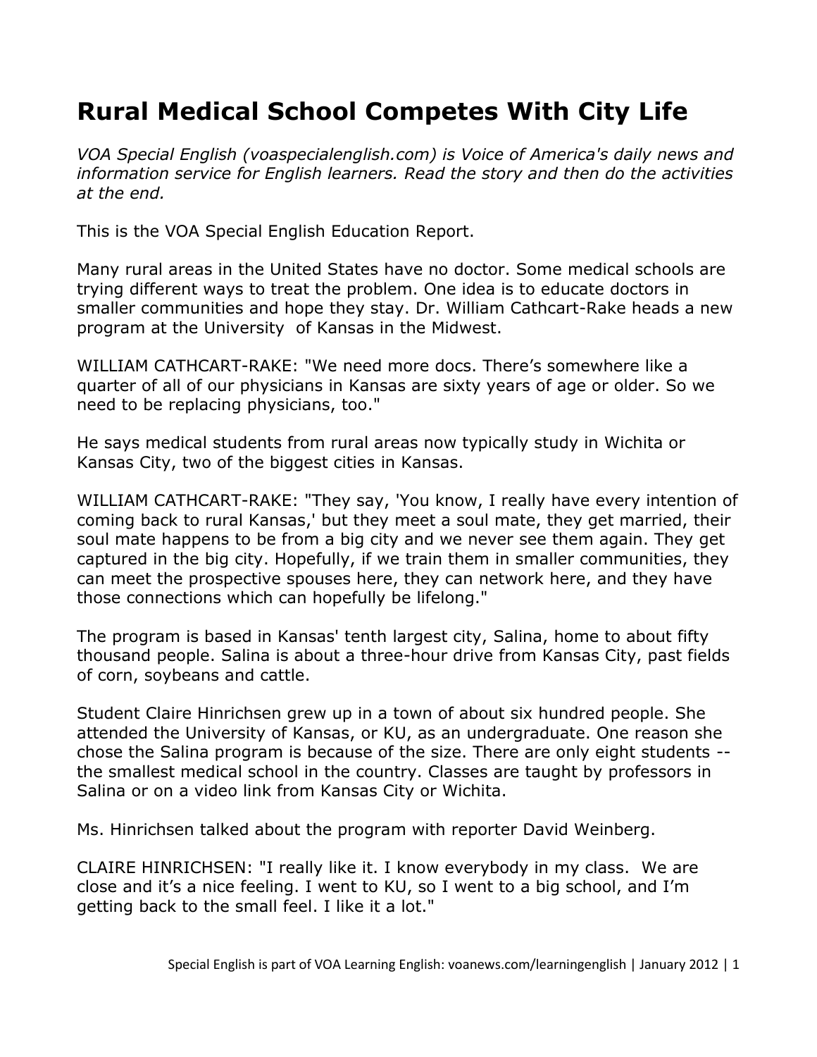# Rural Medical School Competes With City Life

*VOA Special English (voaspecialenglish.com) is Voice of America's daily news and information service for English learners. Read the story and then do the activities at the end.*

This is the VOA Special English Education Report.

Many rural areas in the United States have no doctor. Some medical schools are trying different ways to treat the problem. One idea is to educate doctors in smaller communities and hope they stay. Dr. William Cathcart-Rake heads a new program at the University of Kansas in the Midwest.

WILLIAM CATHCART-RAKE: "We need more docs. There's somewhere like a quarter of all of our physicians in Kansas are sixty years of age or older. So we need to be replacing physicians, too."

He says medical students from rural areas now typically study in Wichita or Kansas City, two of the biggest cities in Kansas.

WILLIAM CATHCART-RAKE: "They say, 'You know, I really have every intention of coming back to rural Kansas,' but they meet a soul mate, they get married, their soul mate happens to be from a big city and we never see them again. They get captured in the big city. Hopefully, if we train them in smaller communities, they can meet the prospective spouses here, they can network here, and they have those connections which can hopefully be lifelong."

The program is based in Kansas' tenth largest city, Salina, home to about fifty thousand people. Salina is about a three-hour drive from Kansas City, past fields of corn, soybeans and cattle.

Student Claire Hinrichsen grew up in a town of about six hundred people. She attended the University of Kansas, or KU, as an undergraduate. One reason she chose the Salina program is because of the size. There are only eight students -- the smallest medical school in the country. Classes are taught by professors in Salina or on a video link from Kansas City or Wichita.

Ms. Hinrichsen talked about the program with reporter David Weinberg.

CLAIRE HINRICHSEN: "I really like it. I know everybody in my class. We are close and it's a nice feeling. I went to KU, so I went to a big school, and I'm getting back to the small feel. I like it a lot."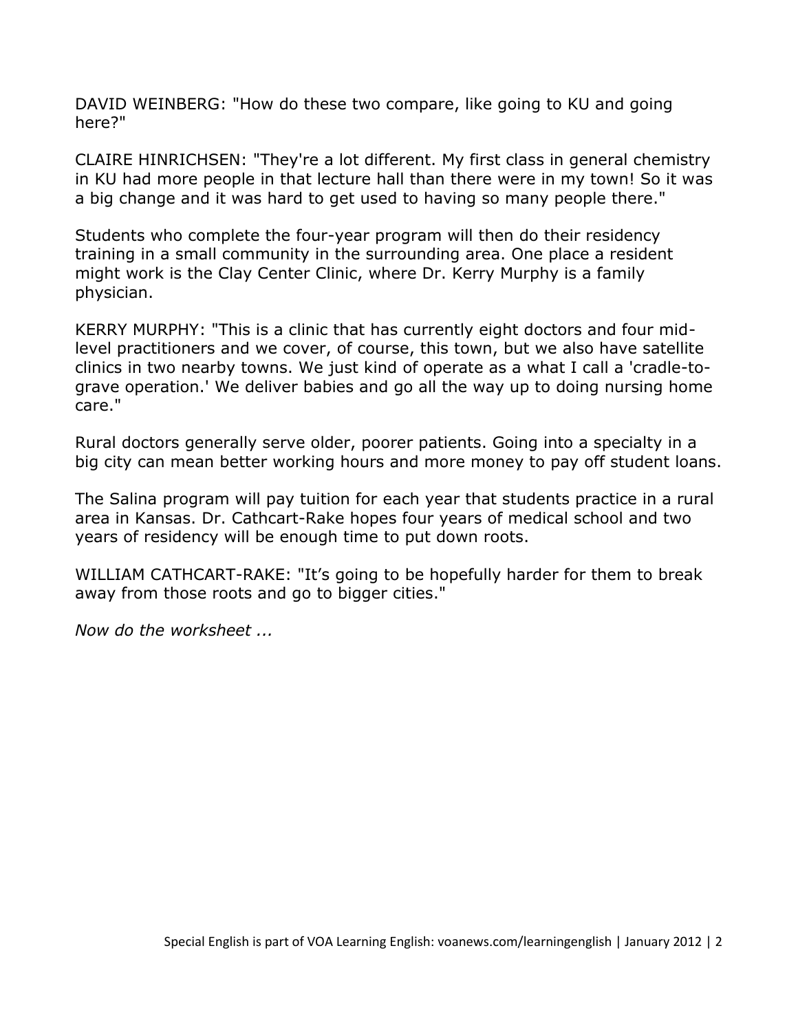DAVID WEINBERG: "How do these two compare, like going to KU and going here?"

CLAIRE HINRICHSEN: "They're a lot different. My first class in general chemistry in KU had more people in that lecture hall than there were in my town! So it was a big change and it was hard to get used to having so many people there."

Students who complete the four-year program will then do their residency training in a small community in the surrounding area. One place a resident might work is the Clay Center Clinic, where Dr. Kerry Murphy is a family physician.

KERRY MURPHY: "This is a clinic that has currently eight doctors and four mid-level practitioners and we cover, of course, this town, but we also have satellite clinics in two nearby towns. We just kind of operate as a what I call a 'cradle-to-grave operation.' We deliver babies and go all the way up to doing nursing home care."

Rural doctors generally serve older, poorer patients. Going into a specialty in a big city can mean better working hours and more money to pay off student loans.

The Salina program will pay tuition for each year that students practice in a rural area in Kansas. Dr. Cathcart-Rake hopes four years of medical school and two years of residency will be enough time to put down roots.

WILLIAM CATHCART-RAKE: "It's going to be hopefully harder for them to break away from those roots and go to bigger cities."

*Now do the worksheet ...*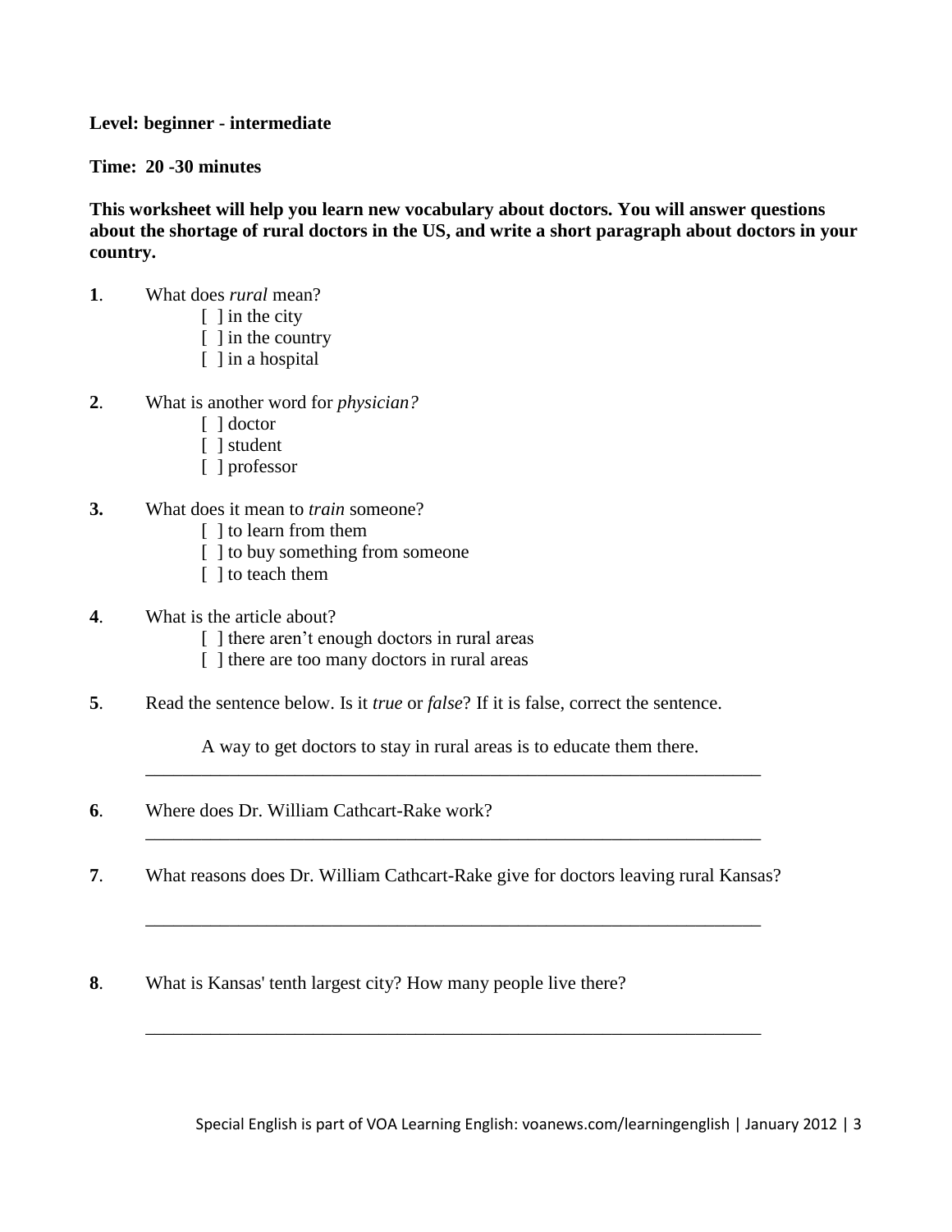**Level: beginner - intermediate**

**Time: 20 -30 minutes**

**This worksheet will help you learn new vocabulary about doctors. You will answer questions about the shortage of rural doctors in the US, and write a short paragraph about doctors in your country.**

**1**. What does *rural* mean?

- [ ] in the city
- [ ] in the country
- [ ] in a hospital

**2**. What is another word for *physician?*

- [ ] doctor
- [ ] student
- [ ] professor

**3.** What does it mean to *train* someone?

- [ ] to learn from them
- [ ] to buy something from someone
- [ ] to teach them

**4**. What is the article about?

- [ ] there aren't enough doctors in rural areas
- [ ] there are too many doctors in rural areas

**5**. Read the sentence below. Is it *true* or *false*? If it is false, correct the sentence.

A way to get doctors to stay in rural areas is to educate them there.

\_\_\_\_\_\_\_\_\_\_\_\_\_\_\_\_\_\_\_\_\_\_\_\_\_\_\_\_\_\_\_\_\_\_\_\_\_\_\_\_\_\_\_\_\_\_\_\_\_\_\_\_\_\_\_\_\_\_\_\_\_\_\_\_

**6**. Where does Dr. William Cathcart-Rake work?

\_\_\_\_\_\_\_\_\_\_\_\_\_\_\_\_\_\_\_\_\_\_\_\_\_\_\_\_\_\_\_\_\_\_\_\_\_\_\_\_\_\_\_\_\_\_\_\_\_\_\_\_\_\_\_\_\_\_\_\_\_\_\_\_

**7**. What reasons does Dr. William Cathcart-Rake give for doctors leaving rural Kansas?

\_\_\_\_\_\_\_\_\_\_\_\_\_\_\_\_\_\_\_\_\_\_\_\_\_\_\_\_\_\_\_\_\_\_\_\_\_\_\_\_\_\_\_\_\_\_\_\_\_\_\_\_\_\_\_\_\_\_\_\_\_\_\_\_

**8**. What is Kansas' tenth largest city? How many people live there?

\_\_\_\_\_\_\_\_\_\_\_\_\_\_\_\_\_\_\_\_\_\_\_\_\_\_\_\_\_\_\_\_\_\_\_\_\_\_\_\_\_\_\_\_\_\_\_\_\_\_\_\_\_\_\_\_\_\_\_\_\_\_\_\_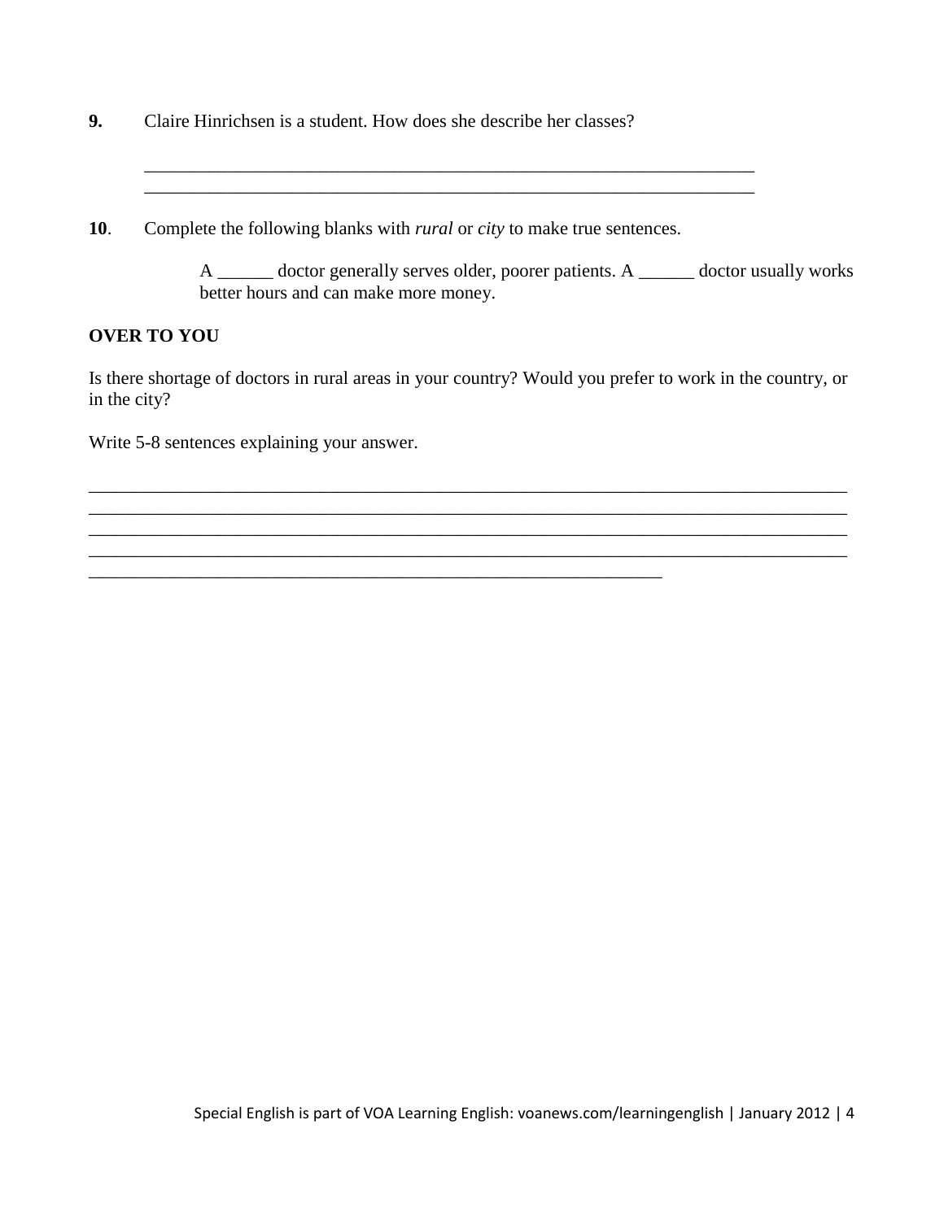**9.** Claire Hinrichsen is a student. How does she describe her classes?

______________________________________________________________________
______________________________________________________________________

**10**. Complete the following blanks with *rural* or *city* to make true sentences.

> A ______ doctor generally serves older, poorer patients. A ______ doctor usually works better hours and can make more money.

**OVER TO YOU**

Is there shortage of doctors in rural areas in your country? Would you prefer to work in the country, or in the city?

Write 5-8 sentences explaining your answer.

______________________________________________________________________________________
______________________________________________________________________________________
______________________________________________________________________________________
______________________________________________________________________________________
_________________________________________________________________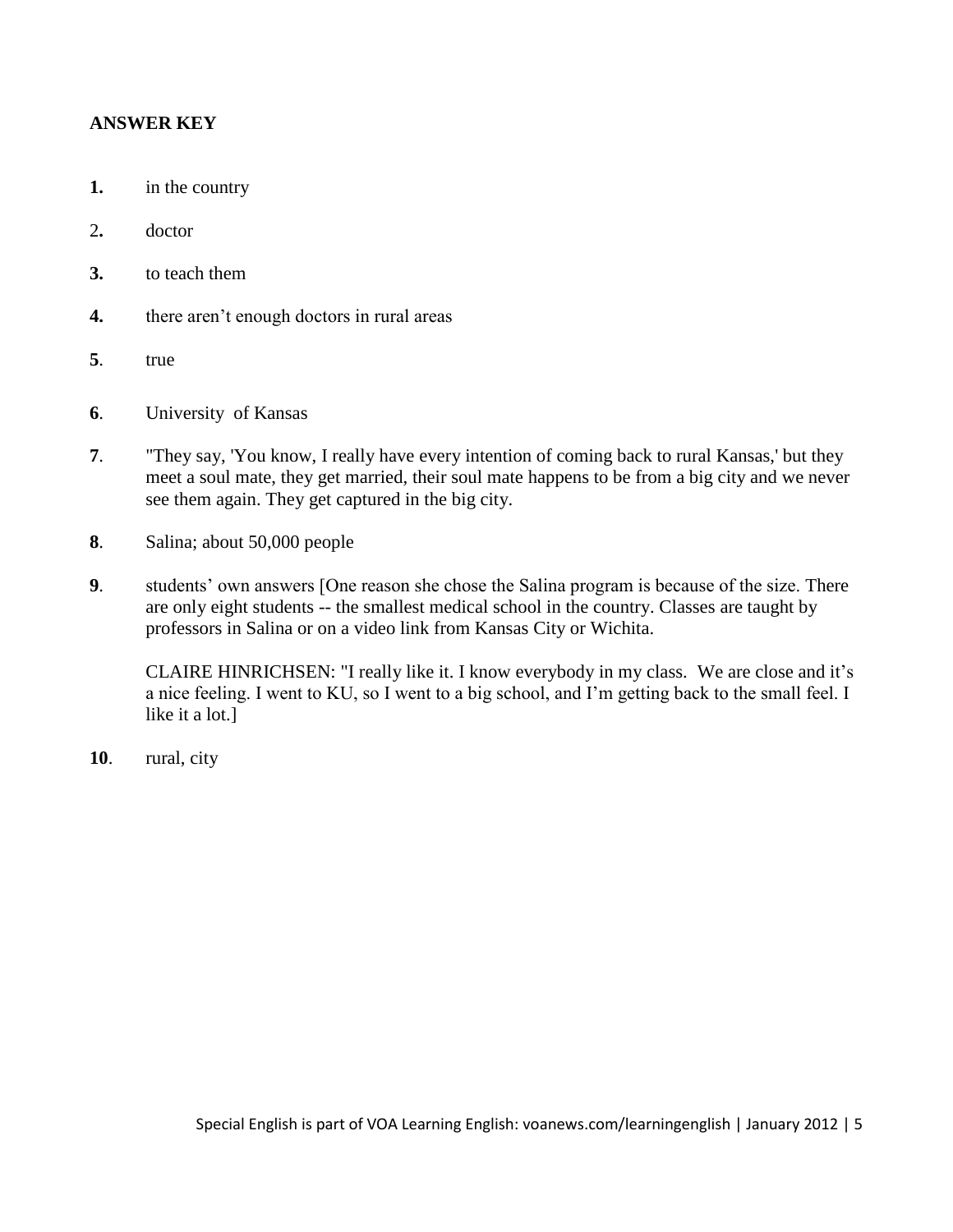**ANSWER KEY**

**1.** in the country

2**.** doctor

**3.** to teach them

**4.** there aren't enough doctors in rural areas

**5**. true

**6**. University of Kansas

**7**. "They say, 'You know, I really have every intention of coming back to rural Kansas,' but they meet a soul mate, they get married, their soul mate happens to be from a big city and we never see them again. They get captured in the big city.

**8**. Salina; about 50,000 people

**9**. students' own answers [One reason she chose the Salina program is because of the size. There are only eight students -- the smallest medical school in the country. Classes are taught by professors in Salina or on a video link from Kansas City or Wichita.

CLAIRE HINRICHSEN: "I really like it. I know everybody in my class. We are close and it's a nice feeling. I went to KU, so I went to a big school, and I'm getting back to the small feel. I like it a lot.]

**10**. rural, city